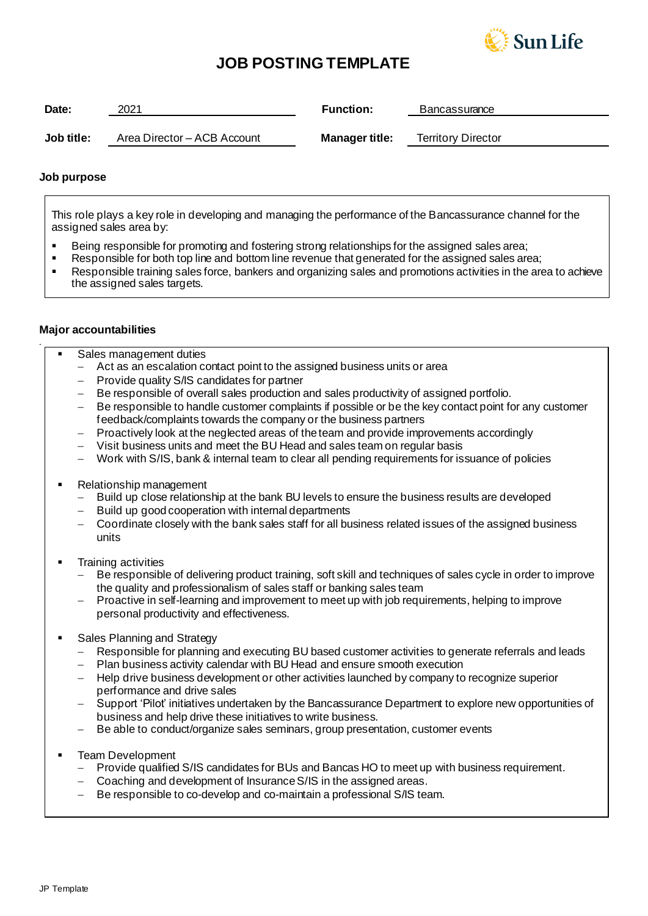# JOB POSTING TEMPLATE

| | | | |
|---|---|---|---|
| **Date:** | 2021 | **Function:** | Bancassurance |
| **Job title:** | Area Director – ACB Account | **Manager title:** | Territory Director |

**Job purpose**

This role plays a key role in developing and managing the performance of the Bancassurance channel for the assigned sales area by:

- Being responsible for promoting and fostering strong relationships for the assigned sales area;
- Responsible for both top line and bottom line revenue that generated for the assigned sales area;
- Responsible training sales force, bankers and organizing sales and promotions activities in the area to achieve the assigned sales targets.

**Major accountabilities**

- Sales management duties
  - Act as an escalation contact point to the assigned business units or area
  - Provide quality S/IS candidates for partner
  - Be responsible of overall sales production and sales productivity of assigned portfolio.
  - Be responsible to handle customer complaints if possible or be the key contact point for any customer feedback/complaints towards the company or the business partners
  - Proactively look at the neglected areas of the team and provide improvements accordingly
  - Visit business units and meet the BU Head and sales team on regular basis
  - Work with S/IS, bank & internal team to clear all pending requirements for issuance of policies

- Relationship management
  - Build up close relationship at the bank BU levels to ensure the business results are developed
  - Build up good cooperation with internal departments
  - Coordinate closely with the bank sales staff for all business related issues of the assigned business units

- Training activities
  - Be responsible of delivering product training, soft skill and techniques of sales cycle in order to improve the quality and professionalism of sales staff or banking sales team
  - Proactive in self-learning and improvement to meet up with job requirements, helping to improve personal productivity and effectiveness.

- Sales Planning and Strategy
  - Responsible for planning and executing BU based customer activities to generate referrals and leads
  - Plan business activity calendar with BU Head and ensure smooth execution
  - Help drive business development or other activities launched by company to recognize superior performance and drive sales
  - Support 'Pilot' initiatives undertaken by the Bancassurance Department to explore new opportunities of business and help drive these initiatives to write business.
  - Be able to conduct/organize sales seminars, group presentation, customer events

- Team Development
  - Provide qualified S/IS candidates for BUs and Bancas HO to meet up with business requirement.
  - Coaching and development of Insurance S/IS in the assigned areas.
  - Be responsible to co-develop and co-maintain a professional S/IS team.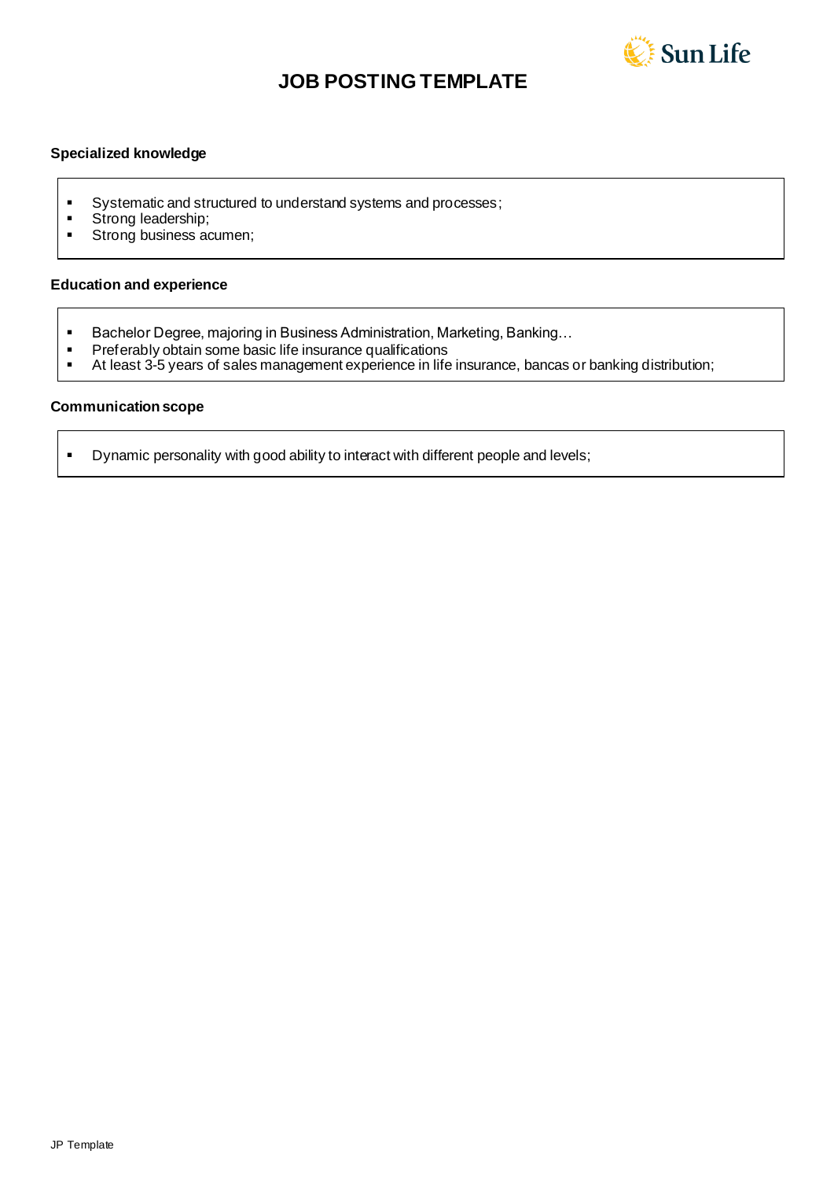# JOB POSTING TEMPLATE

### Specialized knowledge

- Systematic and structured to understand systems and processes;
- Strong leadership;
- Strong business acumen;

### Education and experience

- Bachelor Degree, majoring in Business Administration, Marketing, Banking…
- Preferably obtain some basic life insurance qualifications
- At least 3-5 years of sales management experience in life insurance, bancas or banking distribution;

### Communication scope

- Dynamic personality with good ability to interact with different people and levels;